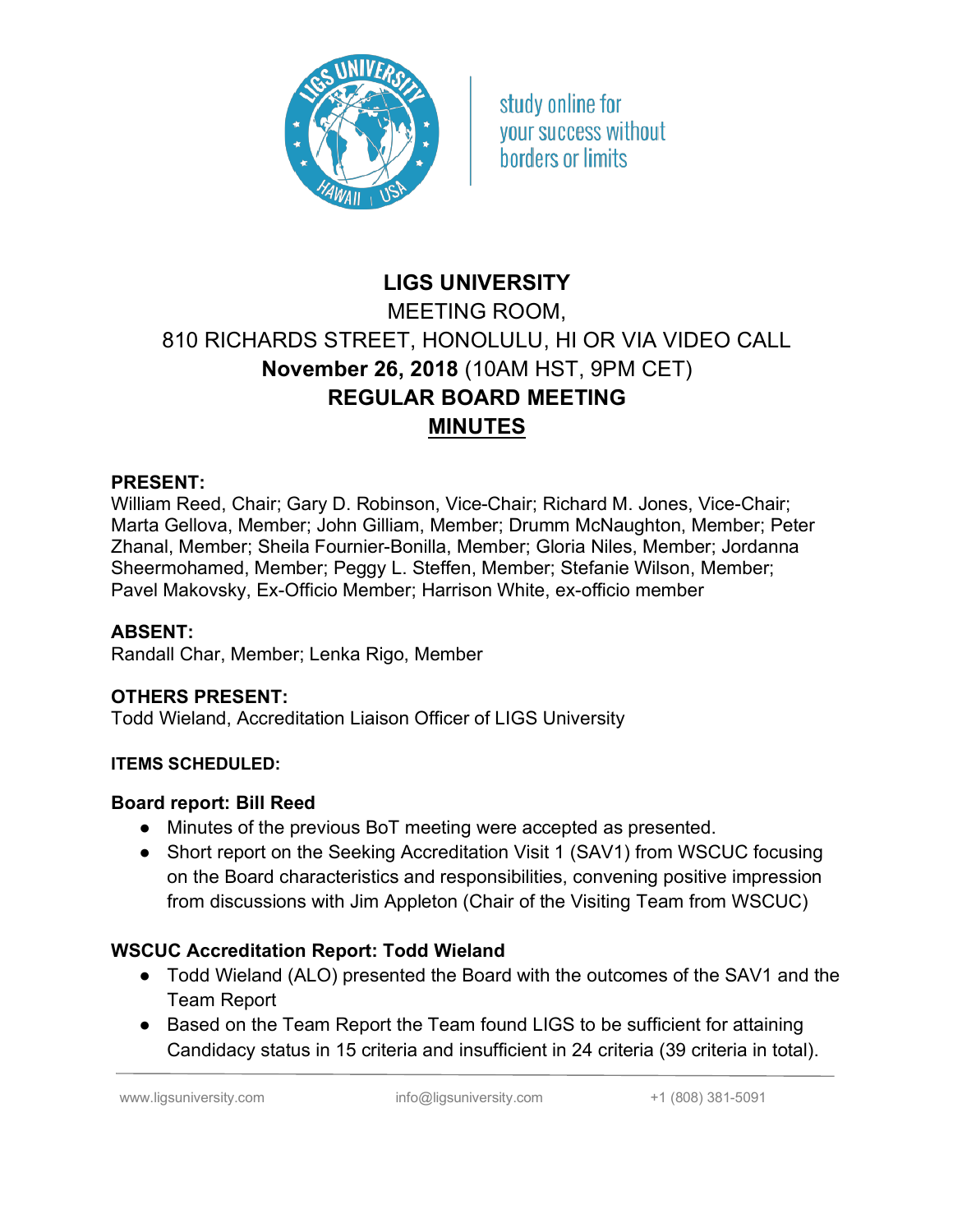study online for your success without borders or limits

# LIGS UNIVERSITY

MEETING ROOM,

810 RICHARDS STREET, HONOLULU, HI OR VIA VIDEO CALL

**November 26, 2018** (10AM HST, 9PM CET)

**REGULAR BOARD MEETING**

**MINUTES**

**PRESENT:**

William Reed, Chair; Gary D. Robinson, Vice-Chair; Richard M. Jones, Vice-Chair; Marta Gellova, Member; John Gilliam, Member; Drumm McNaughton, Member; Peter Zhanal, Member; Sheila Fournier-Bonilla, Member; Gloria Niles, Member; Jordanna Sheermohamed, Member; Peggy L. Steffen, Member; Stefanie Wilson, Member; Pavel Makovsky, Ex-Officio Member; Harrison White, ex-officio member

**ABSENT:**

Randall Char, Member; Lenka Rigo, Member

**OTHERS PRESENT:**

Todd Wieland, Accreditation Liaison Officer of LIGS University

**ITEMS SCHEDULED:**

**Board report: Bill Reed**

- Minutes of the previous BoT meeting were accepted as presented.
- Short report on the Seeking Accreditation Visit 1 (SAV1) from WSCUC focusing on the Board characteristics and responsibilities, convening positive impression from discussions with Jim Appleton (Chair of the Visiting Team from WSCUC)

**WSCUC Accreditation Report: Todd Wieland**

- Todd Wieland (ALO) presented the Board with the outcomes of the SAV1 and the Team Report
- Based on the Team Report the Team found LIGS to be sufficient for attaining Candidacy status in 15 criteria and insufficient in 24 criteria (39 criteria in total).

www.ligsuniversity.com info@ligsuniversity.com +1 (808) 381-5091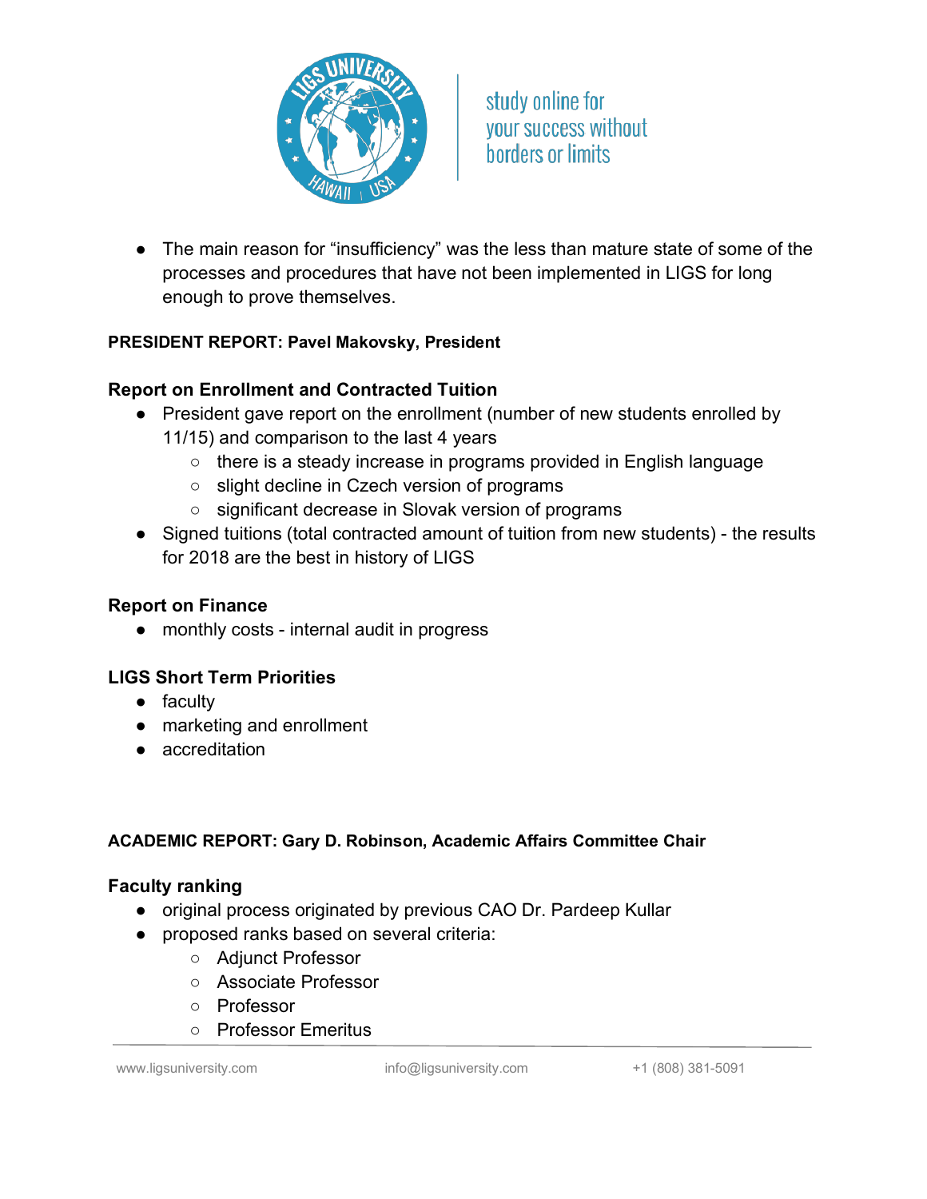- The main reason for "insufficiency" was the less than mature state of some of the processes and procedures that have not been implemented in LIGS for long enough to prove themselves.

**PRESIDENT REPORT: Pavel Makovsky, President**

### Report on Enrollment and Contracted Tuition

- President gave report on the enrollment (number of new students enrolled by 11/15) and comparison to the last 4 years
  - there is a steady increase in programs provided in English language
  - slight decline in Czech version of programs
  - significant decrease in Slovak version of programs
- Signed tuitions (total contracted amount of tuition from new students) - the results for 2018 are the best in history of LIGS

### Report on Finance

- monthly costs - internal audit in progress

### LIGS Short Term Priorities

- faculty
- marketing and enrollment
- accreditation

**ACADEMIC REPORT: Gary D. Robinson, Academic Affairs Committee Chair**

### Faculty ranking

- original process originated by previous CAO Dr. Pardeep Kullar
- proposed ranks based on several criteria:
  - Adjunct Professor
  - Associate Professor
  - Professor
  - Professor Emeritus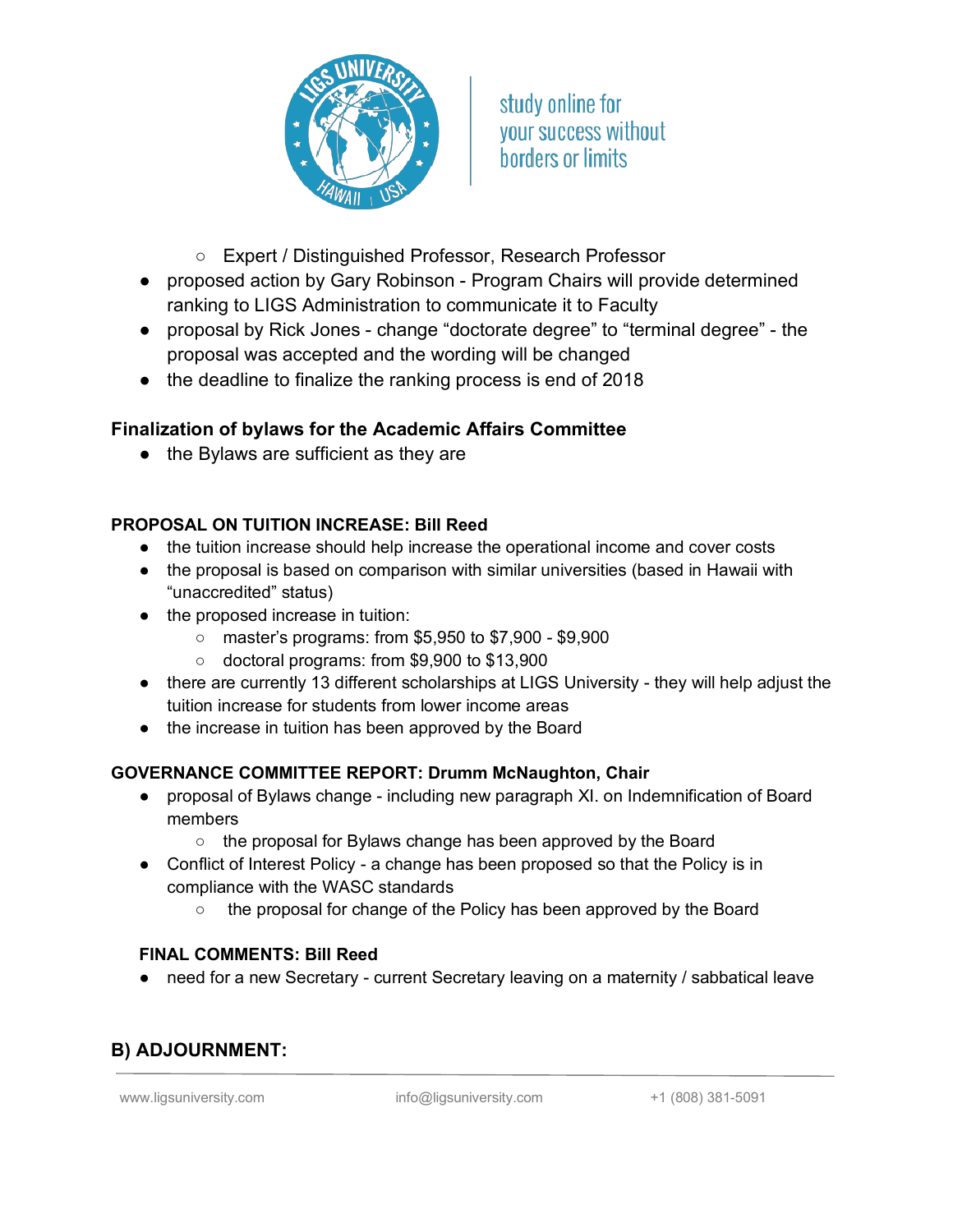- Expert / Distinguished Professor, Research Professor
- proposed action by Gary Robinson - Program Chairs will provide determined ranking to LIGS Administration to communicate it to Faculty
- proposal by Rick Jones - change "doctorate degree" to "terminal degree" - the proposal was accepted and the wording will be changed
- the deadline to finalize the ranking process is end of 2018

### Finalization of bylaws for the Academic Affairs Committee

- the Bylaws are sufficient as they are

#### PROPOSAL ON TUITION INCREASE: Bill Reed

- the tuition increase should help increase the operational income and cover costs
- the proposal is based on comparison with similar universities (based in Hawaii with "unaccredited" status)
- the proposed increase in tuition:
  - master's programs: from $5,950 to $7,900 - $9,900
  - doctoral programs: from $9,900 to $13,900
- there are currently 13 different scholarships at LIGS University - they will help adjust the tuition increase for students from lower income areas
- the increase in tuition has been approved by the Board

#### GOVERNANCE COMMITTEE REPORT: Drumm McNaughton, Chair

- proposal of Bylaws change - including new paragraph XI. on Indemnification of Board members
  - the proposal for Bylaws change has been approved by the Board
- Conflict of Interest Policy - a change has been proposed so that the Policy is in compliance with the WASC standards
  - the proposal for change of the Policy has been approved by the Board

#### FINAL COMMENTS: Bill Reed

- need for a new Secretary - current Secretary leaving on a maternity / sabbatical leave

### B) ADJOURNMENT: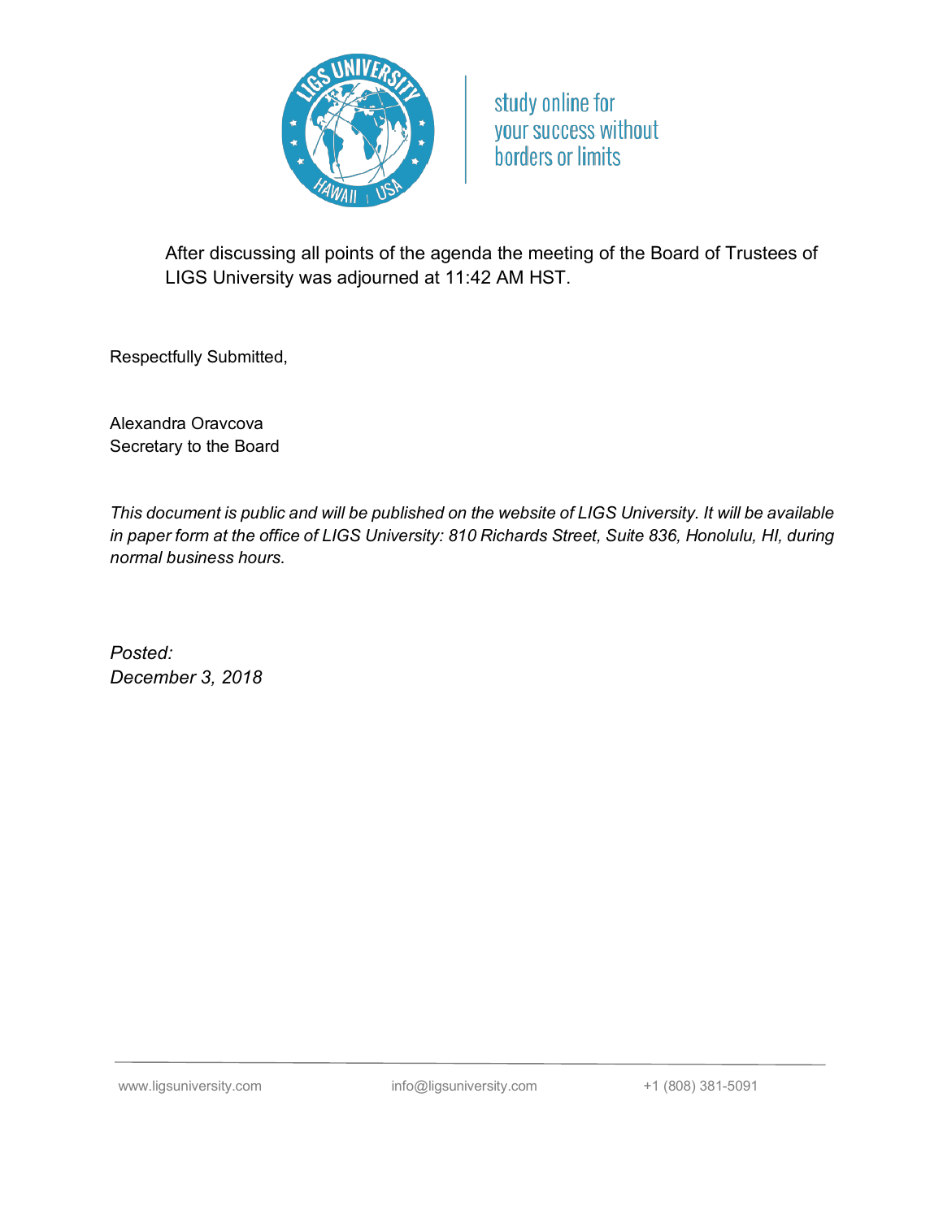After discussing all points of the agenda the meeting of the Board of Trustees of LIGS University was adjourned at 11:42 AM HST.

Respectfully Submitted,

Alexandra Oravcova
Secretary to the Board

*This document is public and will be published on the website of LIGS University. It will be available in paper form at the office of LIGS University: 810 Richards Street, Suite 836, Honolulu, HI, during normal business hours.*

*Posted:*
*December 3, 2018*